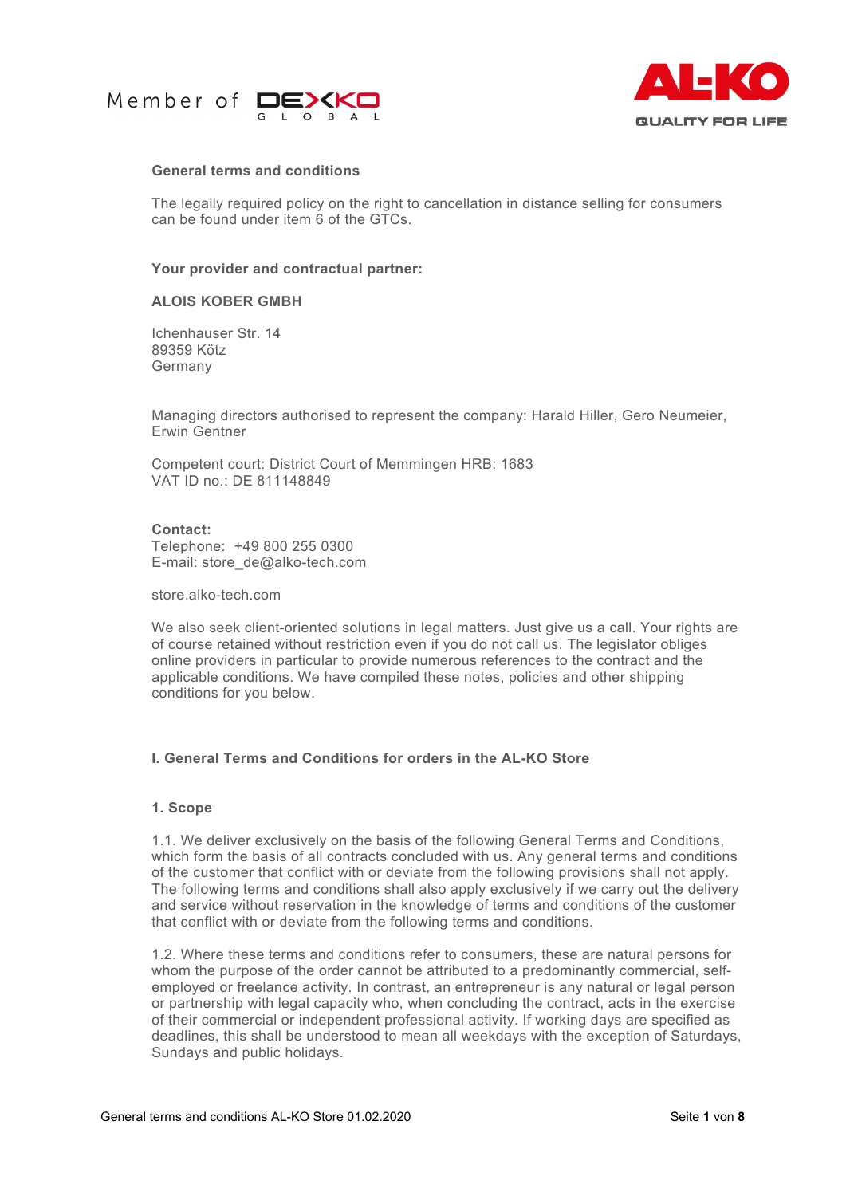Member of DEXKO GLOBAL

AL-KO QUALITY FOR LIFE

**General terms and conditions**

The legally required policy on the right to cancellation in distance selling for consumers can be found under item 6 of the GTCs.

**Your provider and contractual partner:**

**ALOIS KOBER GMBH**

Ichenhauser Str. 14
89359 Kötz
Germany

Managing directors authorised to represent the company: Harald Hiller, Gero Neumeier, Erwin Gentner

Competent court: District Court of Memmingen HRB: 1683
VAT ID no.: DE 811148849

**Contact:**
Telephone: +49 800 255 0300
E-mail: store_de@alko-tech.com

store.alko-tech.com

We also seek client-oriented solutions in legal matters. Just give us a call. Your rights are of course retained without restriction even if you do not call us. The legislator obliges online providers in particular to provide numerous references to the contract and the applicable conditions. We have compiled these notes, policies and other shipping conditions for you below.

## I. General Terms and Conditions for orders in the AL-KO Store

### 1. Scope

1.1. We deliver exclusively on the basis of the following General Terms and Conditions, which form the basis of all contracts concluded with us. Any general terms and conditions of the customer that conflict with or deviate from the following provisions shall not apply. The following terms and conditions shall also apply exclusively if we carry out the delivery and service without reservation in the knowledge of terms and conditions of the customer that conflict with or deviate from the following terms and conditions.

1.2. Where these terms and conditions refer to consumers, these are natural persons for whom the purpose of the order cannot be attributed to a predominantly commercial, self-employed or freelance activity. In contrast, an entrepreneur is any natural or legal person or partnership with legal capacity who, when concluding the contract, acts in the exercise of their commercial or independent professional activity. If working days are specified as deadlines, this shall be understood to mean all weekdays with the exception of Saturdays, Sundays and public holidays.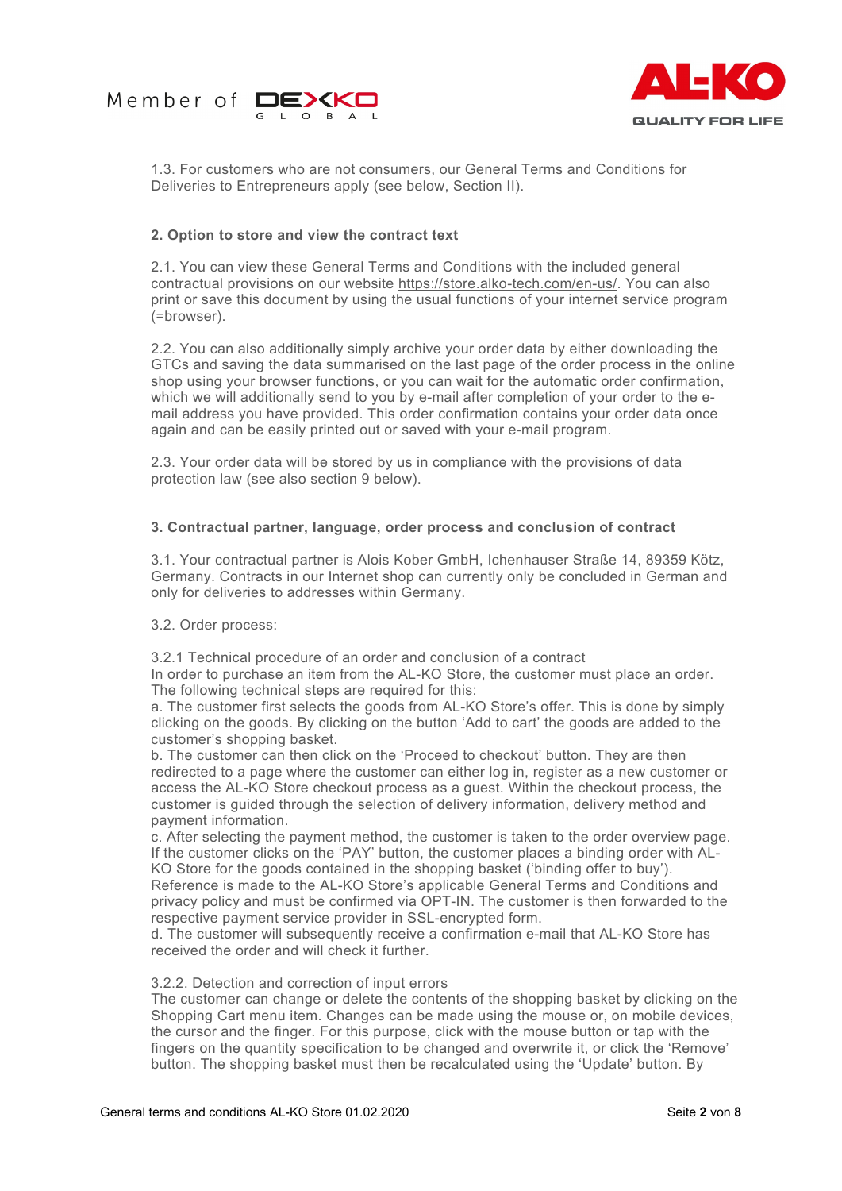1.3. For customers who are not consumers, our General Terms and Conditions for Deliveries to Entrepreneurs apply (see below, Section II).

**2. Option to store and view the contract text**

2.1. You can view these General Terms and Conditions with the included general contractual provisions on our website https://store.alko-tech.com/en-us/. You can also print or save this document by using the usual functions of your internet service program (=browser).

2.2. You can also additionally simply archive your order data by either downloading the GTCs and saving the data summarised on the last page of the order process in the online shop using your browser functions, or you can wait for the automatic order confirmation, which we will additionally send to you by e-mail after completion of your order to the e-mail address you have provided. This order confirmation contains your order data once again and can be easily printed out or saved with your e-mail program.

2.3. Your order data will be stored by us in compliance with the provisions of data protection law (see also section 9 below).

**3. Contractual partner, language, order process and conclusion of contract**

3.1. Your contractual partner is Alois Kober GmbH, Ichenhauser Straße 14, 89359 Kötz, Germany. Contracts in our Internet shop can currently only be concluded in German and only for deliveries to addresses within Germany.

3.2. Order process:

3.2.1 Technical procedure of an order and conclusion of a contract
In order to purchase an item from the AL-KO Store, the customer must place an order. The following technical steps are required for this:
a. The customer first selects the goods from AL-KO Store's offer. This is done by simply clicking on the goods. By clicking on the button 'Add to cart' the goods are added to the customer's shopping basket.
b. The customer can then click on the 'Proceed to checkout' button. They are then redirected to a page where the customer can either log in, register as a new customer or access the AL-KO Store checkout process as a guest. Within the checkout process, the customer is guided through the selection of delivery information, delivery method and payment information.
c. After selecting the payment method, the customer is taken to the order overview page. If the customer clicks on the 'PAY' button, the customer places a binding order with AL-KO Store for the goods contained in the shopping basket ('binding offer to buy'). Reference is made to the AL-KO Store's applicable General Terms and Conditions and privacy policy and must be confirmed via OPT-IN. The customer is then forwarded to the respective payment service provider in SSL-encrypted form.
d. The customer will subsequently receive a confirmation e-mail that AL-KO Store has received the order and will check it further.

3.2.2. Detection and correction of input errors
The customer can change or delete the contents of the shopping basket by clicking on the Shopping Cart menu item. Changes can be made using the mouse or, on mobile devices, the cursor and the finger. For this purpose, click with the mouse button or tap with the fingers on the quantity specification to be changed and overwrite it, or click the 'Remove' button. The shopping basket must then be recalculated using the 'Update' button. By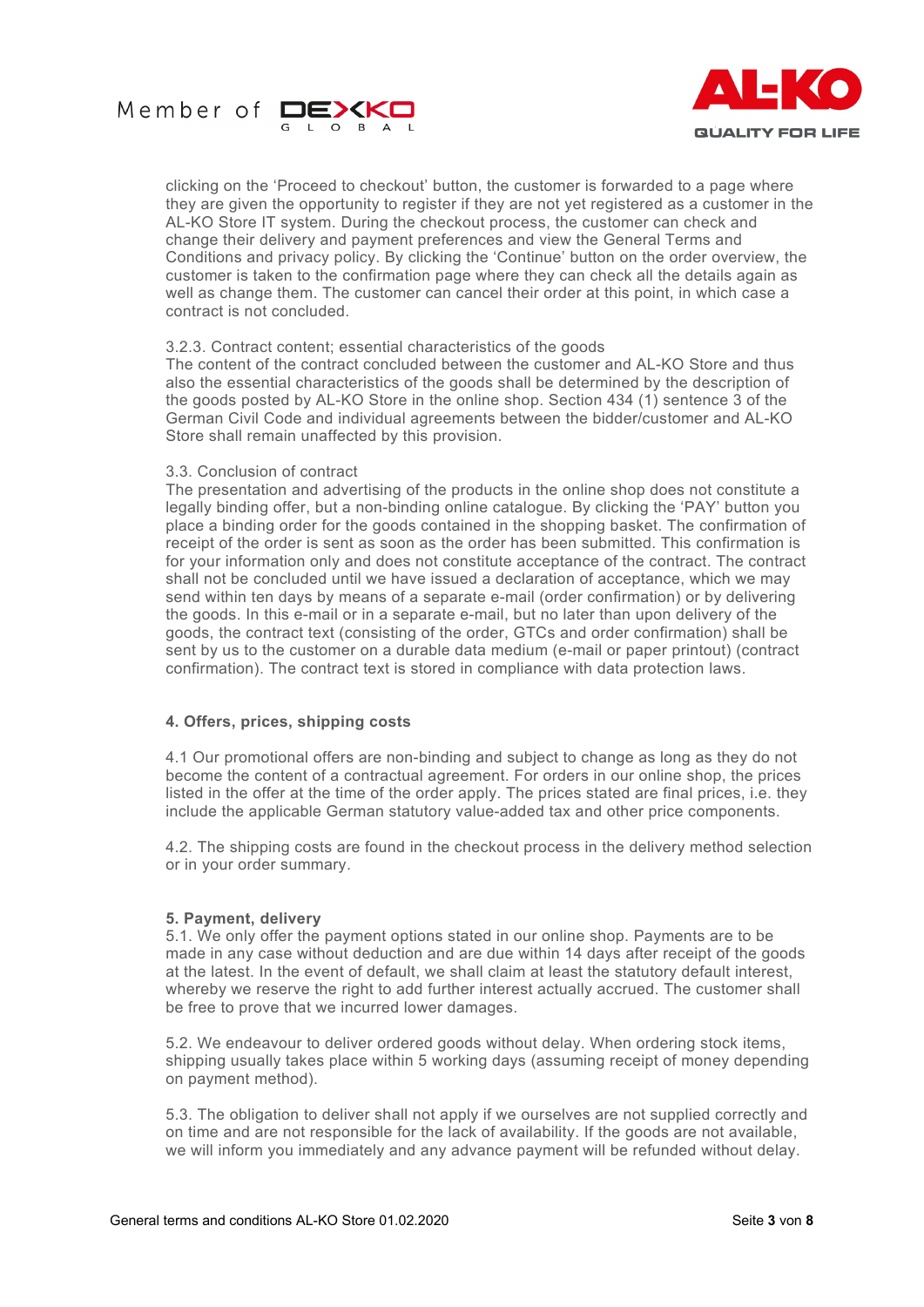clicking on the 'Proceed to checkout' button, the customer is forwarded to a page where they are given the opportunity to register if they are not yet registered as a customer in the AL-KO Store IT system. During the checkout process, the customer can check and change their delivery and payment preferences and view the General Terms and Conditions and privacy policy. By clicking the 'Continue' button on the order overview, the customer is taken to the confirmation page where they can check all the details again as well as change them. The customer can cancel their order at this point, in which case a contract is not concluded.

3.2.3. Contract content; essential characteristics of the goods
The content of the contract concluded between the customer and AL-KO Store and thus also the essential characteristics of the goods shall be determined by the description of the goods posted by AL-KO Store in the online shop. Section 434 (1) sentence 3 of the German Civil Code and individual agreements between the bidder/customer and AL-KO Store shall remain unaffected by this provision.

3.3. Conclusion of contract
The presentation and advertising of the products in the online shop does not constitute a legally binding offer, but a non-binding online catalogue. By clicking the 'PAY' button you place a binding order for the goods contained in the shopping basket. The confirmation of receipt of the order is sent as soon as the order has been submitted. This confirmation is for your information only and does not constitute acceptance of the contract. The contract shall not be concluded until we have issued a declaration of acceptance, which we may send within ten days by means of a separate e-mail (order confirmation) or by delivering the goods. In this e-mail or in a separate e-mail, but no later than upon delivery of the goods, the contract text (consisting of the order, GTCs and order confirmation) shall be sent by us to the customer on a durable data medium (e-mail or paper printout) (contract confirmation). The contract text is stored in compliance with data protection laws.

## 4. Offers, prices, shipping costs

4.1 Our promotional offers are non-binding and subject to change as long as they do not become the content of a contractual agreement. For orders in our online shop, the prices listed in the offer at the time of the order apply. The prices stated are final prices, i.e. they include the applicable German statutory value-added tax and other price components.

4.2. The shipping costs are found in the checkout process in the delivery method selection or in your order summary.

## 5. Payment, delivery

5.1. We only offer the payment options stated in our online shop. Payments are to be made in any case without deduction and are due within 14 days after receipt of the goods at the latest. In the event of default, we shall claim at least the statutory default interest, whereby we reserve the right to add further interest actually accrued. The customer shall be free to prove that we incurred lower damages.

5.2. We endeavour to deliver ordered goods without delay. When ordering stock items, shipping usually takes place within 5 working days (assuming receipt of money depending on payment method).

5.3. The obligation to deliver shall not apply if we ourselves are not supplied correctly and on time and are not responsible for the lack of availability. If the goods are not available, we will inform you immediately and any advance payment will be refunded without delay.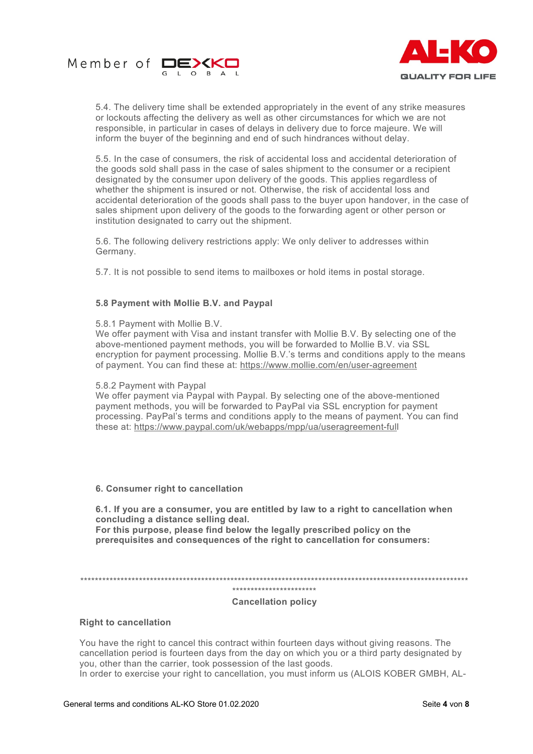5.4. The delivery time shall be extended appropriately in the event of any strike measures or lockouts affecting the delivery as well as other circumstances for which we are not responsible, in particular in cases of delays in delivery due to force majeure. We will inform the buyer of the beginning and end of such hindrances without delay.

5.5. In the case of consumers, the risk of accidental loss and accidental deterioration of the goods sold shall pass in the case of sales shipment to the consumer or a recipient designated by the consumer upon delivery of the goods. This applies regardless of whether the shipment is insured or not. Otherwise, the risk of accidental loss and accidental deterioration of the goods shall pass to the buyer upon handover, in the case of sales shipment upon delivery of the goods to the forwarding agent or other person or institution designated to carry out the shipment.

5.6. The following delivery restrictions apply: We only deliver to addresses within Germany.

5.7. It is not possible to send items to mailboxes or hold items in postal storage.

**5.8 Payment with Mollie B.V. and Paypal**

5.8.1 Payment with Mollie B.V.
We offer payment with Visa and instant transfer with Mollie B.V. By selecting one of the above-mentioned payment methods, you will be forwarded to Mollie B.V. via SSL encryption for payment processing. Mollie B.V.'s terms and conditions apply to the means of payment. You can find these at: https://www.mollie.com/en/user-agreement

5.8.2 Payment with Paypal
We offer payment via Paypal with Paypal. By selecting one of the above-mentioned payment methods, you will be forwarded to PayPal via SSL encryption for payment processing. PayPal's terms and conditions apply to the means of payment. You can find these at: https://www.paypal.com/uk/webapps/mpp/ua/useragreement-full

**6. Consumer right to cancellation**

**6.1. If you are a consumer, you are entitled by law to a right to cancellation when concluding a distance selling deal.**
**For this purpose, please find below the legally prescribed policy on the prerequisites and consequences of the right to cancellation for consumers:**

*****************************************************************************************************************************

**Cancellation policy**

**Right to cancellation**

You have the right to cancel this contract within fourteen days without giving reasons. The cancellation period is fourteen days from the day on which you or a third party designated by you, other than the carrier, took possession of the last goods.
In order to exercise your right to cancellation, you must inform us (ALOIS KOBER GMBH, AL-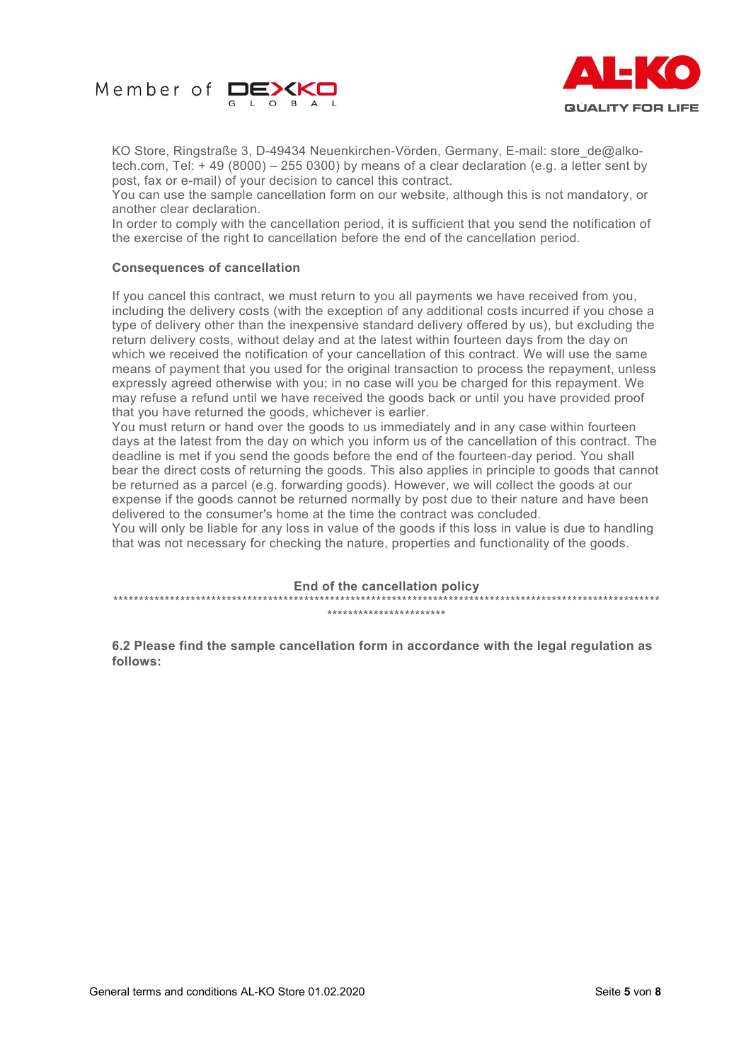KO Store, Ringstraße 3, D-49434 Neuenkirchen-Vörden, Germany, E-mail: store_de@alko-tech.com, Tel: + 49 (8000) – 255 0300) by means of a clear declaration (e.g. a letter sent by post, fax or e-mail) of your decision to cancel this contract.
You can use the sample cancellation form on our website, although this is not mandatory, or another clear declaration.
In order to comply with the cancellation period, it is sufficient that you send the notification of the exercise of the right to cancellation before the end of the cancellation period.

**Consequences of cancellation**

If you cancel this contract, we must return to you all payments we have received from you, including the delivery costs (with the exception of any additional costs incurred if you chose a type of delivery other than the inexpensive standard delivery offered by us), but excluding the return delivery costs, without delay and at the latest within fourteen days from the day on which we received the notification of your cancellation of this contract. We will use the same means of payment that you used for the original transaction to process the repayment, unless expressly agreed otherwise with you; in no case will you be charged for this repayment. We may refuse a refund until we have received the goods back or until you have provided proof that you have returned the goods, whichever is earlier.
You must return or hand over the goods to us immediately and in any case within fourteen days at the latest from the day on which you inform us of the cancellation of this contract. The deadline is met if you send the goods before the end of the fourteen-day period. You shall bear the direct costs of returning the goods. This also applies in principle to goods that cannot be returned as a parcel (e.g. forwarding goods). However, we will collect the goods at our expense if the goods cannot be returned normally by post due to their nature and have been delivered to the consumer's home at the time the contract was concluded.
You will only be liable for any loss in value of the goods if this loss in value is due to handling that was not necessary for checking the nature, properties and functionality of the goods.

**End of the cancellation policy**

**********************************************************************************************************************************

**6.2 Please find the sample cancellation form in accordance with the legal regulation as follows:**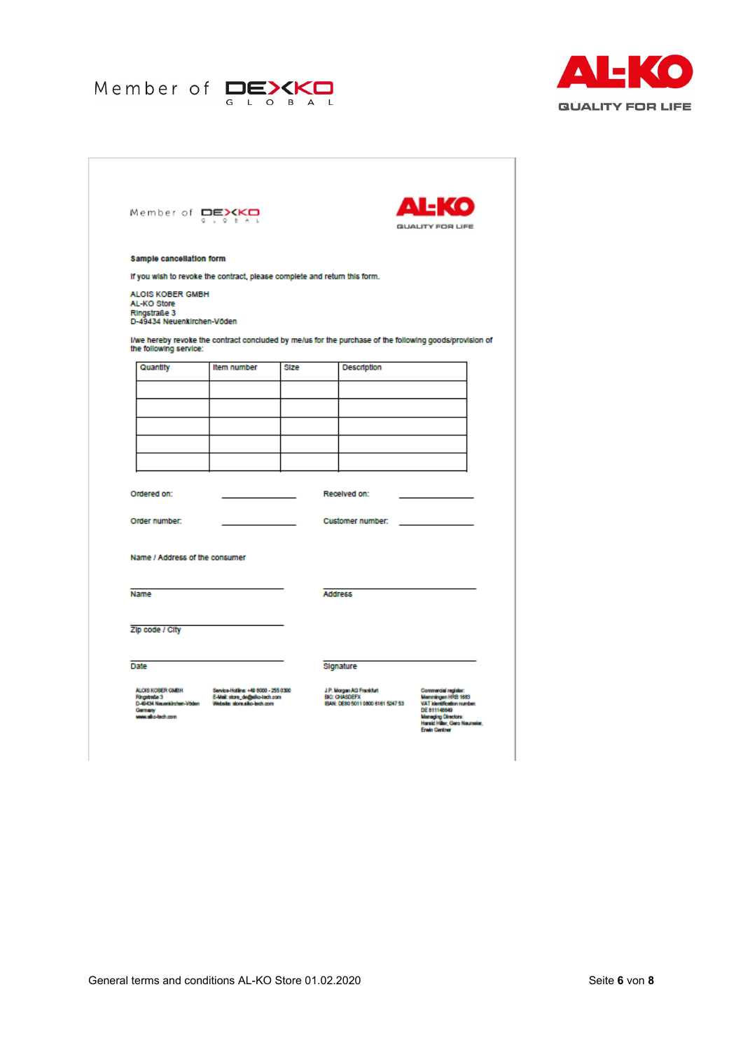Member of DEXKO GLOBAL

AL-KO QUALITY FOR LIFE

**Sample cancellation form**

If you wish to revoke the contract, please complete and return this form.

ALOIS KOBER GMBH
AL-KO Store
Ringstraße 3
D-49434 Neuenkirchen-Vörden

I/we hereby revoke the contract concluded by me/us for the purchase of the following goods/provision of the following service:

| Quantity | Item number | Size | Description |
|---|---|---|---|
| | | | |
| | | | |
| | | | |
| | | | |
| | | | |

Ordered on: ______________ Received on: ______________

Order number: ______________ Customer number: ______________

Name / Address of the consumer

______________________ Name

______________________ Address

______________________ Zip code / City

______________________ Date

______________________ Signature

ALOIS KOBER GMBH
Ringstraße 3
D-49434 Neuenkirchen-Vörden
Germany
www.alko-tech.com

Service-Hotline: +49 8000 - 255 0300
E-Mail: store_de@alko-tech.com
Website: store.alko-tech.com

J.P. Morgan AG Frankfurt
BIC: CHASDEFX
IBAN: DE80 5011 0800 6161 5247 53

Commercial register:
Memmingen HRB 1683
VAT identification number:
DE 811148849
Managing Directors:
Harald Hiller, Gero Neumeier,
Erwin Gentner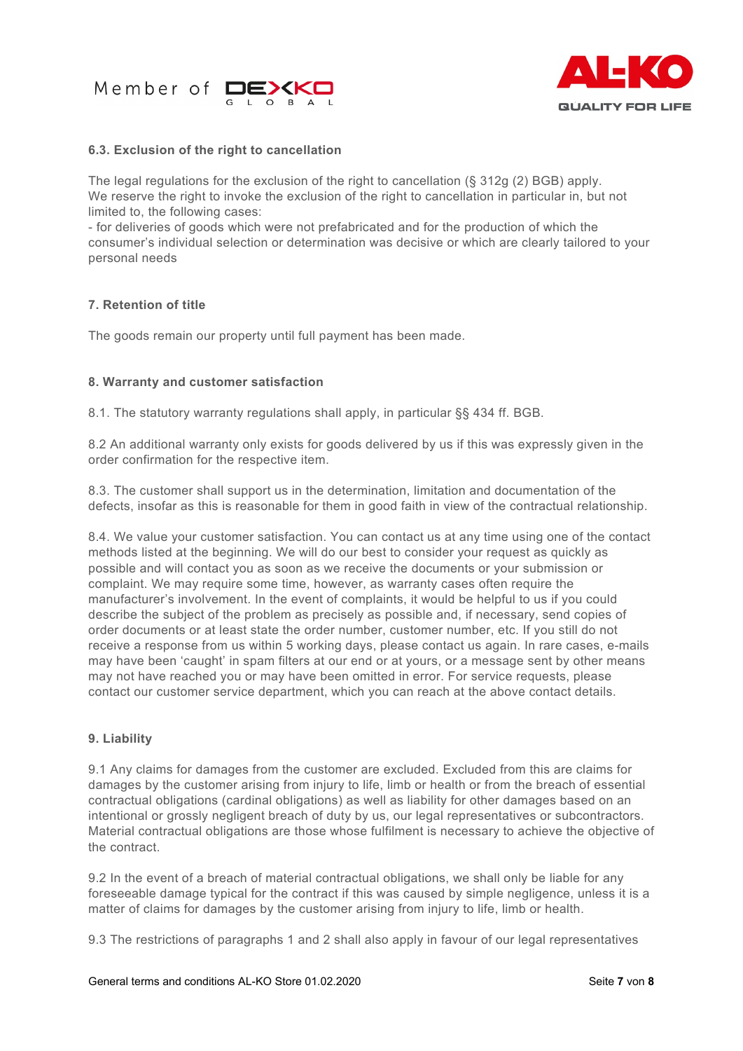### 6.3. Exclusion of the right to cancellation

The legal regulations for the exclusion of the right to cancellation (§ 312g (2) BGB) apply.
We reserve the right to invoke the exclusion of the right to cancellation in particular in, but not limited to, the following cases:
- for deliveries of goods which were not prefabricated and for the production of which the consumer's individual selection or determination was decisive or which are clearly tailored to your personal needs

## 7. Retention of title

The goods remain our property until full payment has been made.

## 8. Warranty and customer satisfaction

8.1. The statutory warranty regulations shall apply, in particular §§ 434 ff. BGB.

8.2 An additional warranty only exists for goods delivered by us if this was expressly given in the order confirmation for the respective item.

8.3. The customer shall support us in the determination, limitation and documentation of the defects, insofar as this is reasonable for them in good faith in view of the contractual relationship.

8.4. We value your customer satisfaction. You can contact us at any time using one of the contact methods listed at the beginning. We will do our best to consider your request as quickly as possible and will contact you as soon as we receive the documents or your submission or complaint. We may require some time, however, as warranty cases often require the manufacturer's involvement. In the event of complaints, it would be helpful to us if you could describe the subject of the problem as precisely as possible and, if necessary, send copies of order documents or at least state the order number, customer number, etc. If you still do not receive a response from us within 5 working days, please contact us again. In rare cases, e-mails may have been 'caught' in spam filters at our end or at yours, or a message sent by other means may not have reached you or may have been omitted in error. For service requests, please contact our customer service department, which you can reach at the above contact details.

## 9. Liability

9.1 Any claims for damages from the customer are excluded. Excluded from this are claims for damages by the customer arising from injury to life, limb or health or from the breach of essential contractual obligations (cardinal obligations) as well as liability for other damages based on an intentional or grossly negligent breach of duty by us, our legal representatives or subcontractors. Material contractual obligations are those whose fulfilment is necessary to achieve the objective of the contract.

9.2 In the event of a breach of material contractual obligations, we shall only be liable for any foreseeable damage typical for the contract if this was caused by simple negligence, unless it is a matter of claims for damages by the customer arising from injury to life, limb or health.

9.3 The restrictions of paragraphs 1 and 2 shall also apply in favour of our legal representatives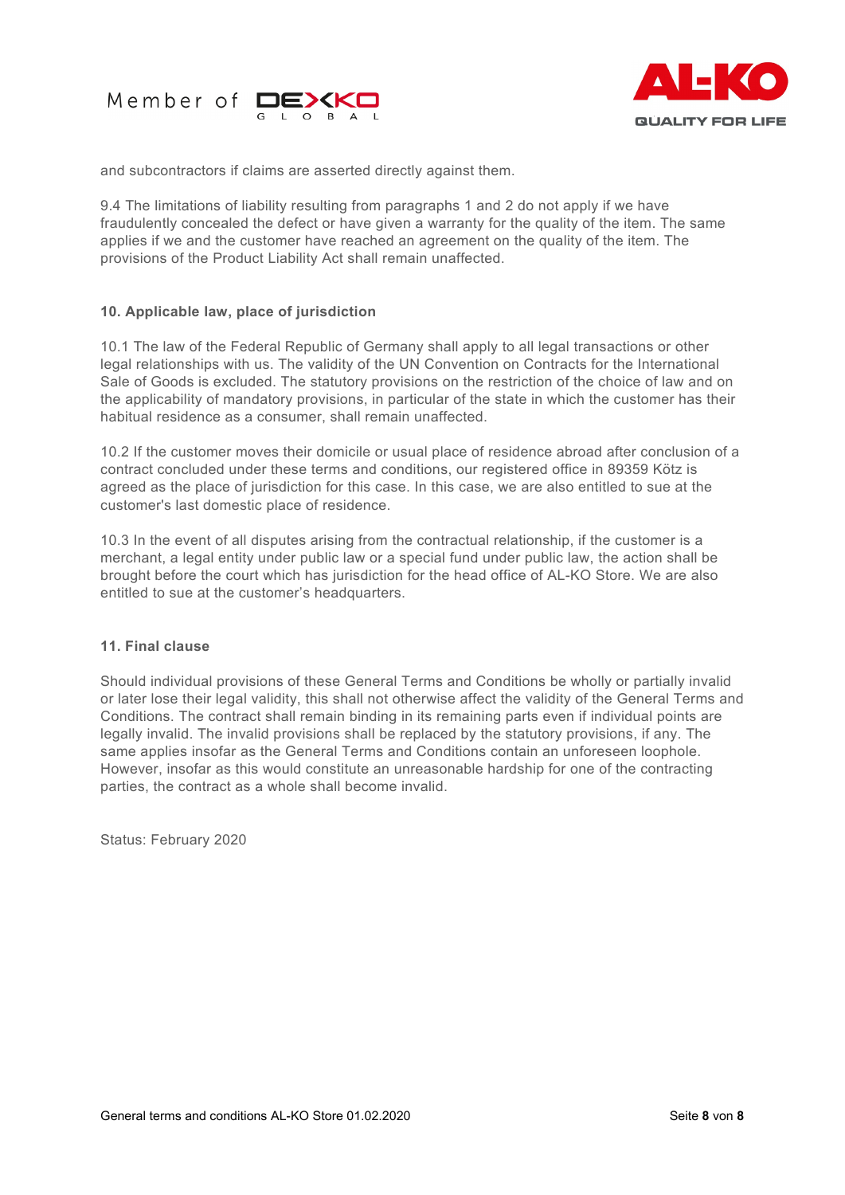and subcontractors if claims are asserted directly against them.

9.4 The limitations of liability resulting from paragraphs 1 and 2 do not apply if we have fraudulently concealed the defect or have given a warranty for the quality of the item. The same applies if we and the customer have reached an agreement on the quality of the item. The provisions of the Product Liability Act shall remain unaffected.

## 10. Applicable law, place of jurisdiction

10.1 The law of the Federal Republic of Germany shall apply to all legal transactions or other legal relationships with us. The validity of the UN Convention on Contracts for the International Sale of Goods is excluded. The statutory provisions on the restriction of the choice of law and on the applicability of mandatory provisions, in particular of the state in which the customer has their habitual residence as a consumer, shall remain unaffected.

10.2 If the customer moves their domicile or usual place of residence abroad after conclusion of a contract concluded under these terms and conditions, our registered office in 89359 Kötz is agreed as the place of jurisdiction for this case. In this case, we are also entitled to sue at the customer's last domestic place of residence.

10.3 In the event of all disputes arising from the contractual relationship, if the customer is a merchant, a legal entity under public law or a special fund under public law, the action shall be brought before the court which has jurisdiction for the head office of AL-KO Store. We are also entitled to sue at the customer's headquarters.

## 11. Final clause

Should individual provisions of these General Terms and Conditions be wholly or partially invalid or later lose their legal validity, this shall not otherwise affect the validity of the General Terms and Conditions. The contract shall remain binding in its remaining parts even if individual points are legally invalid. The invalid provisions shall be replaced by the statutory provisions, if any. The same applies insofar as the General Terms and Conditions contain an unforeseen loophole. However, insofar as this would constitute an unreasonable hardship for one of the contracting parties, the contract as a whole shall become invalid.

Status: February 2020